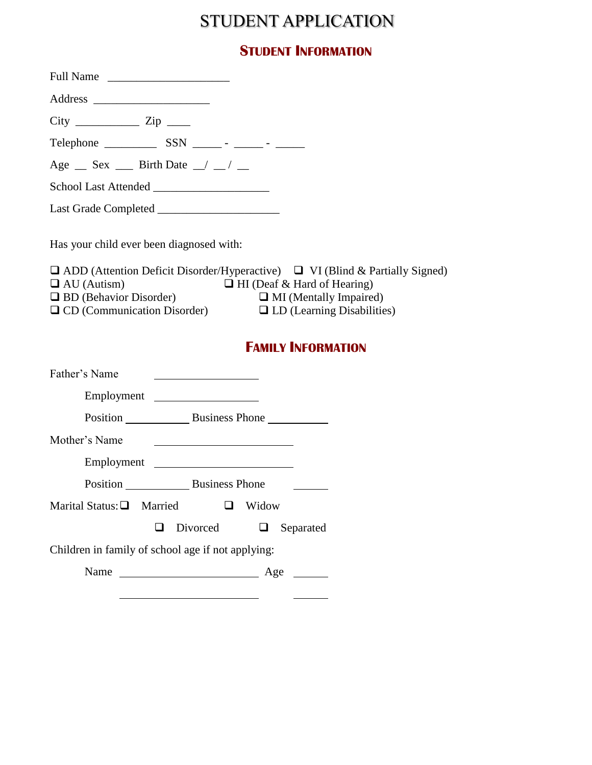# STUDENT APPLICATION

## Student Information

Full Name ____________________

Address ___________________

City __________ Zip ____

Telephone _________ SSN _____ - _____ - _____

Age __ Sex ___ Birth Date __/ __/ __

School Last Attended ___________________

Last Grade Completed ____________________

Has your child ever been diagnosed with:

❑ ADD (Attention Deficit Disorder/Hyperactive) ❑ VI (Blind & Partially Signed)
❑ AU (Autism) ❑ HI (Deaf & Hard of Hearing)
❑ BD (Behavior Disorder) ❑ MI (Mentally Impaired)
❑ CD (Communication Disorder) ❑ LD (Learning Disabilities)

## Family Information

Father's Name ________________

Employment ________________

Position __________ Business Phone __________

Mother's Name ______________________

Employment ______________________

Position __________ Business Phone ______

Marital Status: ❑ Married ❑ Widow

❑ Divorced ❑ Separated

Children in family of school age if not applying:

Name ______________________ Age ______

______________________ ______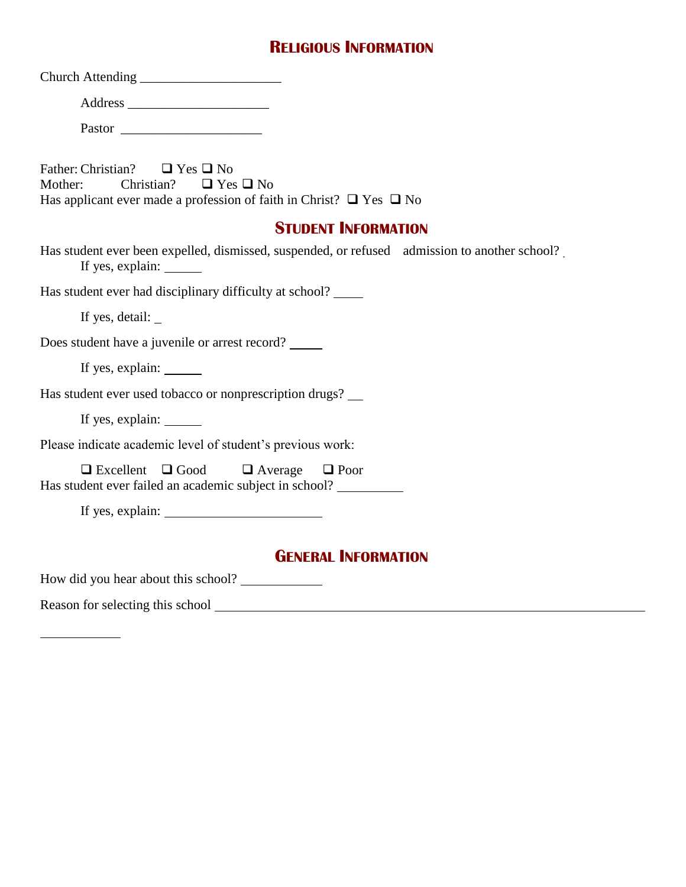## Religious Information

Church Attending ____________________

Address ____________________

Pastor ____________________

Father: Christian? ❑ Yes ❑ No
Mother: Christian? ❑ Yes ❑ No
Has applicant ever made a profession of faith in Christ? ❑ Yes ❑ No

## Student Information

Has student ever been expelled, dismissed, suspended, or refused admission to another school?
If yes, explain: ______

Has student ever had disciplinary difficulty at school? _____

If yes, detail: _

Does student have a juvenile or arrest record? _____

If yes, explain: ______

Has student ever used tobacco or nonprescription drugs? __

If yes, explain: ______

Please indicate academic level of student's previous work:

❑ Excellent ❑ Good ❑ Average ❑ Poor
Has student ever failed an academic subject in school? __________

If yes, explain: ________________________

## General Information

How did you hear about this school? ____________

Reason for selecting this school ____________________________________________________________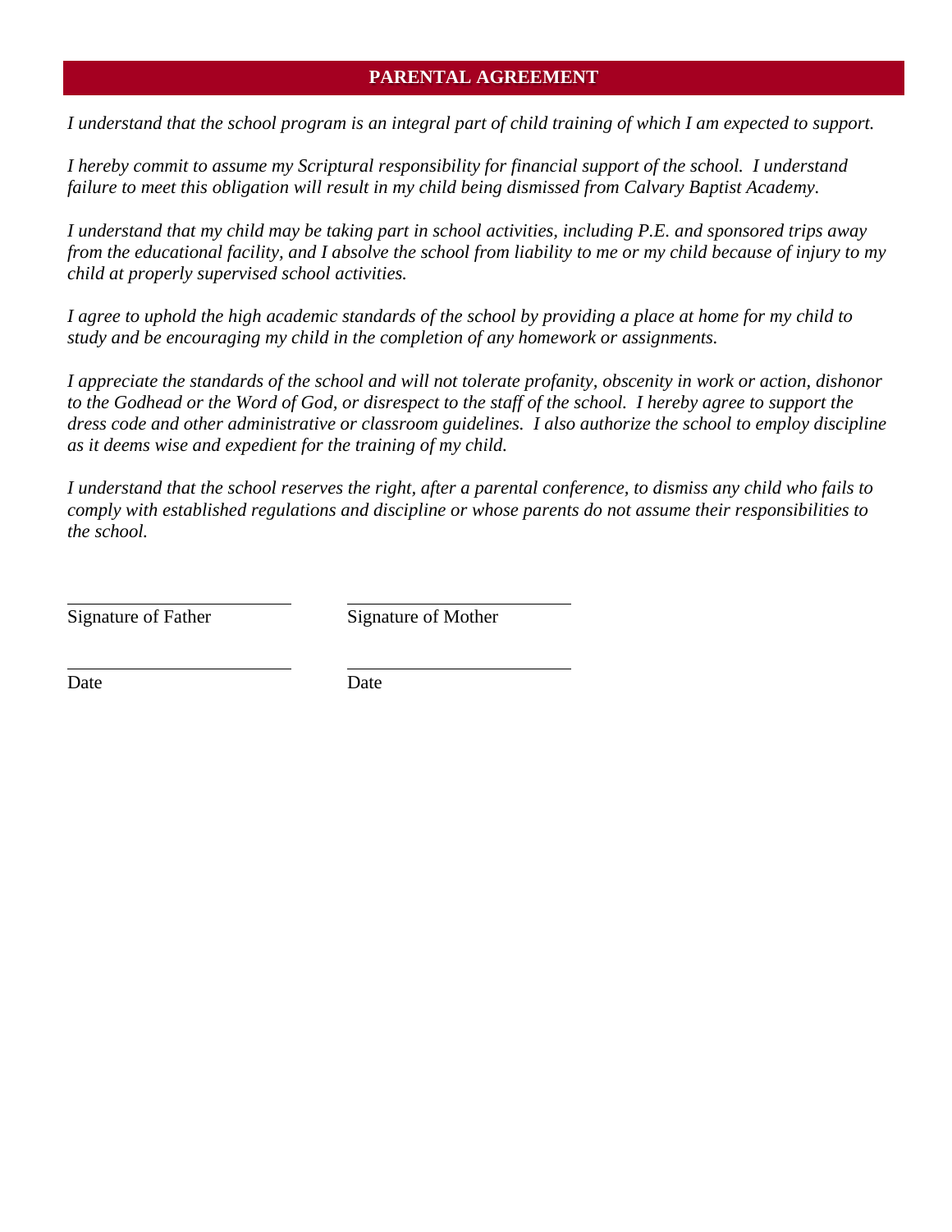## PARENTAL AGREEMENT

*I understand that the school program is an integral part of child training of which I am expected to support.*

*I hereby commit to assume my Scriptural responsibility for financial support of the school. I understand failure to meet this obligation will result in my child being dismissed from Calvary Baptist Academy.*

*I understand that my child may be taking part in school activities, including P.E. and sponsored trips away from the educational facility, and I absolve the school from liability to me or my child because of injury to my child at properly supervised school activities.*

*I agree to uphold the high academic standards of the school by providing a place at home for my child to study and be encouraging my child in the completion of any homework or assignments.*

*I appreciate the standards of the school and will not tolerate profanity, obscenity in work or action, dishonor to the Godhead or the Word of God, or disrespect to the staff of the school. I hereby agree to support the dress code and other administrative or classroom guidelines. I also authorize the school to employ discipline as it deems wise and expedient for the training of my child.*

*I understand that the school reserves the right, after a parental conference, to dismiss any child who fails to comply with established regulations and discipline or whose parents do not assume their responsibilities to the school.*

______________________________ ______________________________
Signature of Father Signature of Mother

______________________________ ______________________________
Date Date